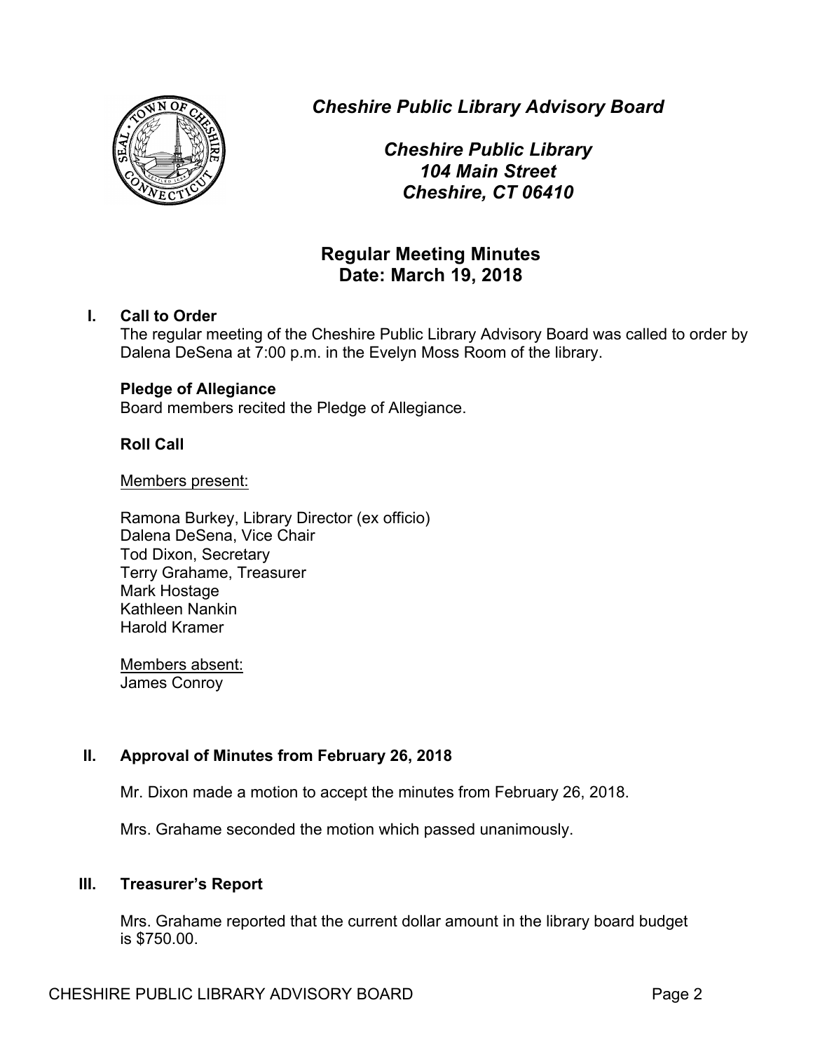*Cheshire Public Library Advisory Board*

*Cheshire Public Library*
*104 Main Street*
*Cheshire, CT 06410*

# Regular Meeting Minutes
## Date: March 19, 2018

### I. Call to Order

The regular meeting of the Cheshire Public Library Advisory Board was called to order by Dalena DeSena at 7:00 p.m. in the Evelyn Moss Room of the library.

**Pledge of Allegiance**

Board members recited the Pledge of Allegiance.

**Roll Call**

Members present:

Ramona Burkey, Library Director (ex officio)
Dalena DeSena, Vice Chair
Tod Dixon, Secretary
Terry Grahame, Treasurer
Mark Hostage
Kathleen Nankin
Harold Kramer

Members absent:
James Conroy

### II. Approval of Minutes from February 26, 2018

Mr. Dixon made a motion to accept the minutes from February 26, 2018.

Mrs. Grahame seconded the motion which passed unanimously.

### III. Treasurer's Report

Mrs. Grahame reported that the current dollar amount in the library board budget is $750.00.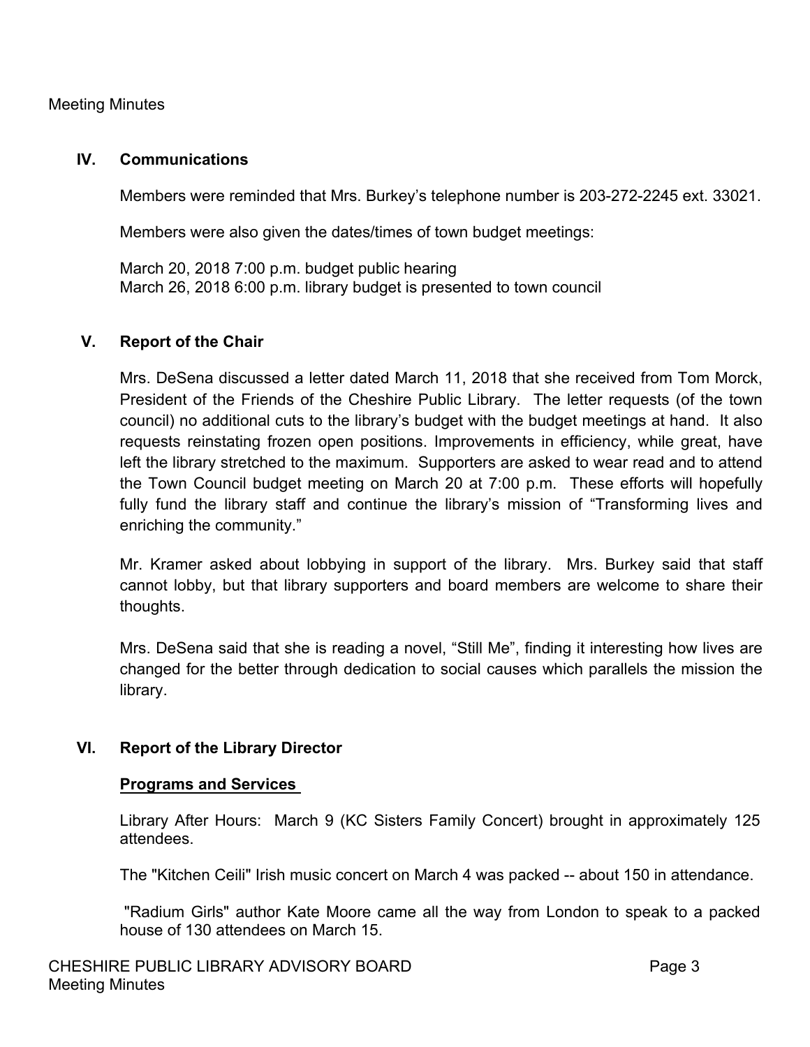## IV. Communications

Members were reminded that Mrs. Burkey's telephone number is 203-272-2245 ext. 33021.

Members were also given the dates/times of town budget meetings:

March 20, 2018 7:00 p.m. budget public hearing
March 26, 2018 6:00 p.m. library budget is presented to town council

## V. Report of the Chair

Mrs. DeSena discussed a letter dated March 11, 2018 that she received from Tom Morck, President of the Friends of the Cheshire Public Library. The letter requests (of the town council) no additional cuts to the library's budget with the budget meetings at hand. It also requests reinstating frozen open positions. Improvements in efficiency, while great, have left the library stretched to the maximum. Supporters are asked to wear read and to attend the Town Council budget meeting on March 20 at 7:00 p.m. These efforts will hopefully fully fund the library staff and continue the library's mission of "Transforming lives and enriching the community."

Mr. Kramer asked about lobbying in support of the library. Mrs. Burkey said that staff cannot lobby, but that library supporters and board members are welcome to share their thoughts.

Mrs. DeSena said that she is reading a novel, "Still Me", finding it interesting how lives are changed for the better through dedication to social causes which parallels the mission the library.

## VI. Report of the Library Director

**Programs and Services**

Library After Hours: March 9 (KC Sisters Family Concert) brought in approximately 125 attendees.

The "Kitchen Ceili" Irish music concert on March 4 was packed -- about 150 in attendance.

"Radium Girls" author Kate Moore came all the way from London to speak to a packed house of 130 attendees on March 15.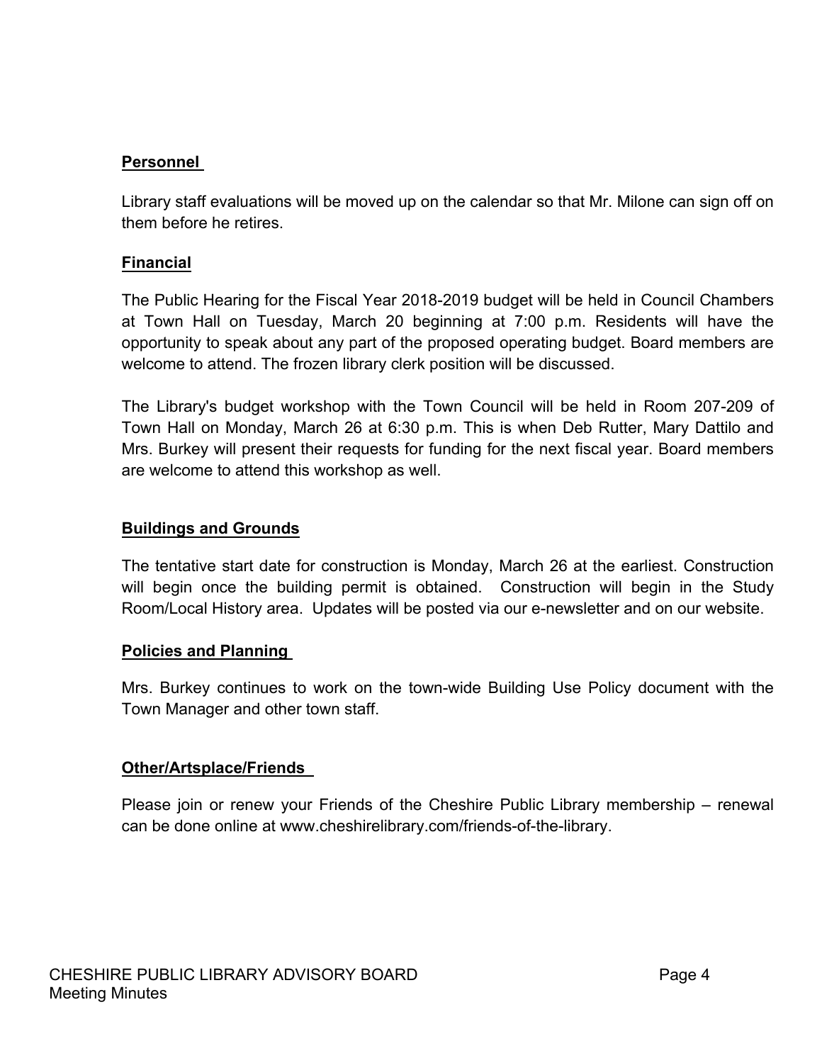**Personnel**

Library staff evaluations will be moved up on the calendar so that Mr. Milone can sign off on them before he retires.

**Financial**

The Public Hearing for the Fiscal Year 2018-2019 budget will be held in Council Chambers at Town Hall on Tuesday, March 20 beginning at 7:00 p.m. Residents will have the opportunity to speak about any part of the proposed operating budget. Board members are welcome to attend. The frozen library clerk position will be discussed.

The Library's budget workshop with the Town Council will be held in Room 207-209 of Town Hall on Monday, March 26 at 6:30 p.m. This is when Deb Rutter, Mary Dattilo and Mrs. Burkey will present their requests for funding for the next fiscal year. Board members are welcome to attend this workshop as well.

**Buildings and Grounds**

The tentative start date for construction is Monday, March 26 at the earliest. Construction will begin once the building permit is obtained. Construction will begin in the Study Room/Local History area. Updates will be posted via our e-newsletter and on our website.

**Policies and Planning**

Mrs. Burkey continues to work on the town-wide Building Use Policy document with the Town Manager and other town staff.

**Other/Artsplace/Friends**

Please join or renew your Friends of the Cheshire Public Library membership – renewal can be done online at www.cheshirelibrary.com/friends-of-the-library.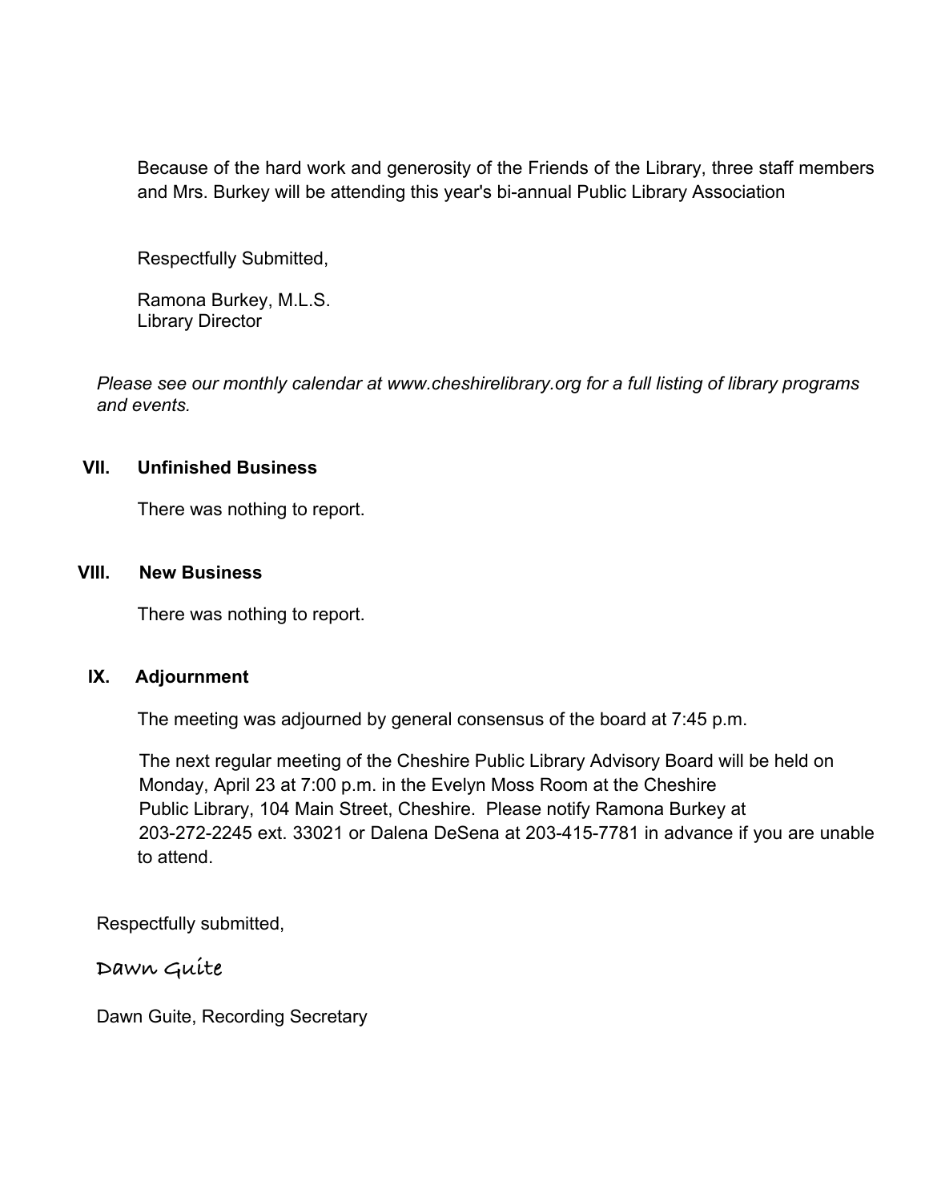Because of the hard work and generosity of the Friends of the Library, three staff members and Mrs. Burkey will be attending this year's bi-annual Public Library Association

Respectfully Submitted,

Ramona Burkey, M.L.S.
Library Director

*Please see our monthly calendar at www.cheshirelibrary.org for a full listing of library programs and events.*

## VII. Unfinished Business

There was nothing to report.

## VIII. New Business

There was nothing to report.

## IX. Adjournment

The meeting was adjourned by general consensus of the board at 7:45 p.m.

The next regular meeting of the Cheshire Public Library Advisory Board will be held on Monday, April 23 at 7:00 p.m. in the Evelyn Moss Room at the Cheshire Public Library, 104 Main Street, Cheshire. Please notify Ramona Burkey at 203-272-2245 ext. 33021 or Dalena DeSena at 203-415-7781 in advance if you are unable to attend.

Respectfully submitted,

Dawn Guite

Dawn Guite, Recording Secretary